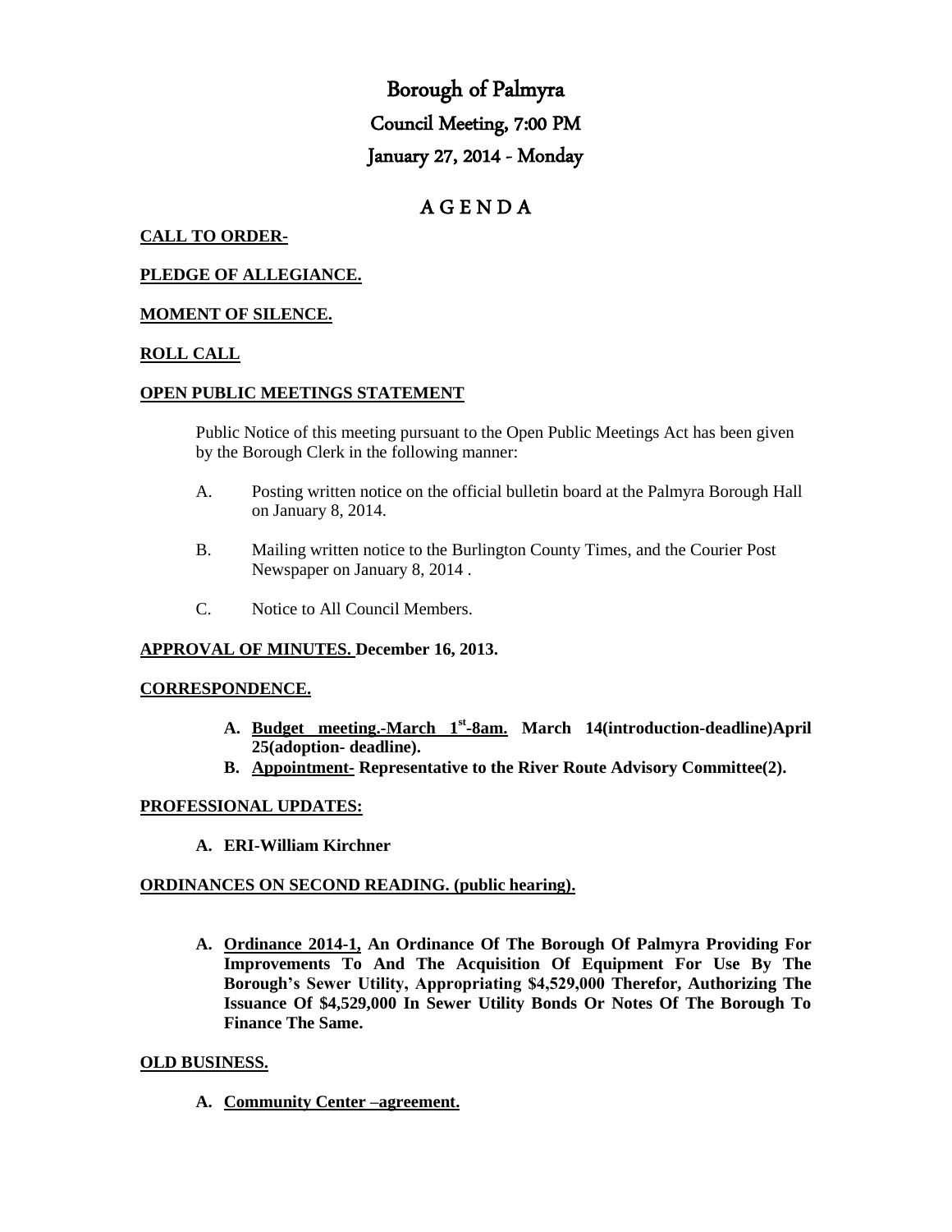# Borough of Palmyra

## Council Meeting, 7:00 PM

## January 27, 2014 - Monday

# A G E N D A

**CALL TO ORDER-**

**PLEDGE OF ALLEGIANCE.**

**MOMENT OF SILENCE.**

**ROLL CALL**

**OPEN PUBLIC MEETINGS STATEMENT**

Public Notice of this meeting pursuant to the Open Public Meetings Act has been given by the Borough Clerk in the following manner:

A. Posting written notice on the official bulletin board at the Palmyra Borough Hall on January 8, 2014.

B. Mailing written notice to the Burlington County Times, and the Courier Post Newspaper on January 8, 2014 .

C. Notice to All Council Members.

**APPROVAL OF MINUTES. December 16, 2013.**

**CORRESPONDENCE.**

A. **Budget meeting.-March 1st-8am. March 14(introduction-deadline)April 25(adoption- deadline).**

B. **Appointment- Representative to the River Route Advisory Committee(2).**

**PROFESSIONAL UPDATES:**

A. **ERI-William Kirchner**

**ORDINANCES ON SECOND READING. (public hearing).**

A. **Ordinance 2014-1, An Ordinance Of The Borough Of Palmyra Providing For Improvements To And The Acquisition Of Equipment For Use By The Borough's Sewer Utility, Appropriating $4,529,000 Therefor, Authorizing The Issuance Of $4,529,000 In Sewer Utility Bonds Or Notes Of The Borough To Finance The Same.**

**OLD BUSINESS.**

A. **Community Center –agreement.**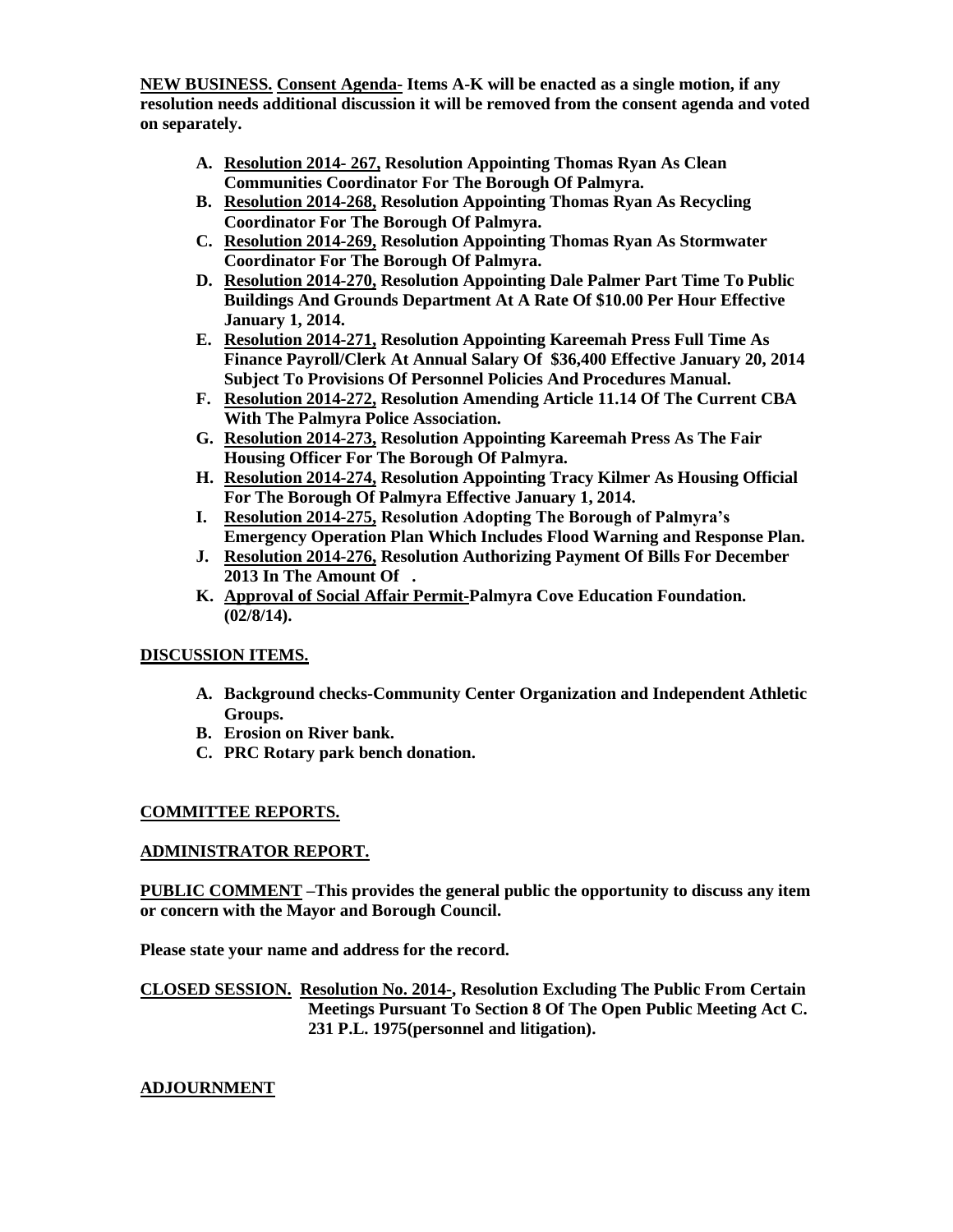**NEW BUSINESS.** **Consent Agenda- Items A-K will be enacted as a single motion, if any resolution needs additional discussion it will be removed from the consent agenda and voted on separately.**

- **A. Resolution 2014- 267, Resolution Appointing Thomas Ryan As Clean Communities Coordinator For The Borough Of Palmyra.**
- **B. Resolution 2014-268, Resolution Appointing Thomas Ryan As Recycling Coordinator For The Borough Of Palmyra.**
- **C. Resolution 2014-269, Resolution Appointing Thomas Ryan As Stormwater Coordinator For The Borough Of Palmyra.**
- **D. Resolution 2014-270, Resolution Appointing Dale Palmer Part Time To Public Buildings And Grounds Department At A Rate Of $10.00 Per Hour Effective January 1, 2014.**
- **E. Resolution 2014-271, Resolution Appointing Kareemah Press Full Time As Finance Payroll/Clerk At Annual Salary Of $36,400 Effective January 20, 2014 Subject To Provisions Of Personnel Policies And Procedures Manual.**
- **F. Resolution 2014-272, Resolution Amending Article 11.14 Of The Current CBA With The Palmyra Police Association.**
- **G. Resolution 2014-273, Resolution Appointing Kareemah Press As The Fair Housing Officer For The Borough Of Palmyra.**
- **H. Resolution 2014-274, Resolution Appointing Tracy Kilmer As Housing Official For The Borough Of Palmyra Effective January 1, 2014.**
- **I. Resolution 2014-275, Resolution Adopting The Borough of Palmyra's Emergency Operation Plan Which Includes Flood Warning and Response Plan.**
- **J. Resolution 2014-276, Resolution Authorizing Payment Of Bills For December 2013 In The Amount Of .**
- **K. Approval of Social Affair Permit-Palmyra Cove Education Foundation. (02/8/14).**

**DISCUSSION ITEMS.**

- **A. Background checks-Community Center Organization and Independent Athletic Groups.**
- **B. Erosion on River bank.**
- **C. PRC Rotary park bench donation.**

**COMMITTEE REPORTS.**

**ADMINISTRATOR REPORT.**

**PUBLIC COMMENT –This provides the general public the opportunity to discuss any item or concern with the Mayor and Borough Council.**

**Please state your name and address for the record.**

**CLOSED SESSION. Resolution No. 2014-, Resolution Excluding The Public From Certain Meetings Pursuant To Section 8 Of The Open Public Meeting Act C. 231 P.L. 1975(personnel and litigation).**

**ADJOURNMENT**